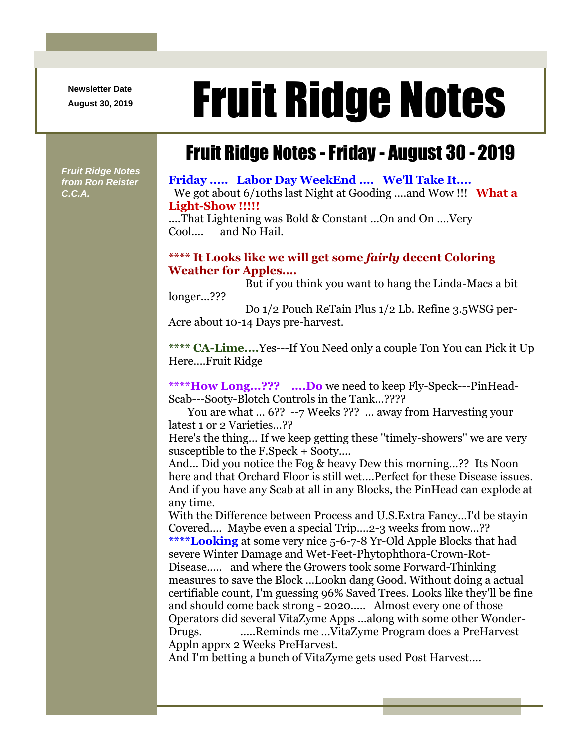Newsletter Date

August 30, 2019

# Fruit Ridge Notes

*Fruit Ridge Notes from Ron Reister C.C.A.*

## Fruit Ridge Notes - Friday - August 30 - 2019

**Friday ..... Labor Day WeekEnd .... We'll Take It....**
We got about 6/10ths last Night at Gooding ....and Wow !!! **What a Light-Show !!!!!**
....That Lightening was Bold & Constant ...On and On ....Very Cool.... and No Hail.

**\*\*\*\* It Looks like we will get some *fairly* decent Coloring Weather for Apples....**
But if you think you want to hang the Linda-Macs a bit longer...???
Do 1/2 Pouch ReTain Plus 1/2 Lb. Refine 3.5WSG per-Acre about 10-14 Days pre-harvest.

\*\*\*\* **CA-Lime....**Yes---If You Need only a couple Ton You can Pick it Up Here....Fruit Ridge

**\*\*\*\*How Long...??? ....Do** we need to keep Fly-Speck---PinHead-Scab---Sooty-Blotch Controls in the Tank...????
You are what ... 6?? --7 Weeks ??? ... away from Harvesting your latest 1 or 2 Varieties...??
Here's the thing... If we keep getting these "timely-showers" we are very susceptible to the F.Speck + Sooty....
And... Did you notice the Fog & heavy Dew this morning...?? Its Noon here and that Orchard Floor is still wet....Perfect for these Disease issues.
And if you have any Scab at all in any Blocks, the PinHead can explode at any time.
With the Difference between Process and U.S.Extra Fancy...I'd be stayin Covered.... Maybe even a special Trip....2-3 weeks from now...??
**\*\*\*\*Looking** at some very nice 5-6-7-8 Yr-Old Apple Blocks that had severe Winter Damage and Wet-Feet-Phytophthora-Crown-Rot-Disease..... and where the Growers took some Forward-Thinking measures to save the Block ...Lookn dang Good. Without doing a actual certifiable count, I'm guessing 96% Saved Trees. Looks like they'll be fine and should come back strong - 2020..... Almost every one of those Operators did several VitaZyme Apps ...along with some other Wonder-Drugs. .....Reminds me ...VitaZyme Program does a PreHarvest Appln apprx 2 Weeks PreHarvest.
And I'm betting a bunch of VitaZyme gets used Post Harvest....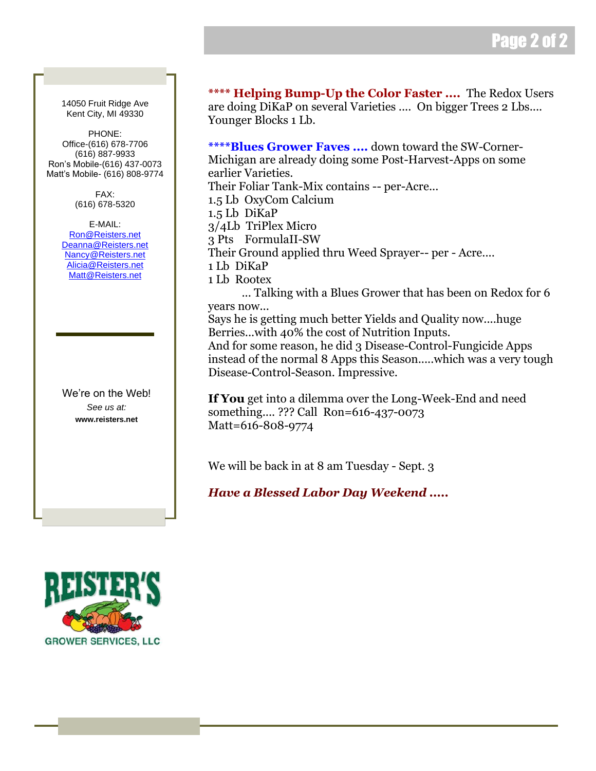14050 Fruit Ridge Ave
Kent City, MI 49330

PHONE:
Office-(616) 678-7706
(616) 887-9933
Ron's Mobile-(616) 437-0073
Matt's Mobile- (616) 808-9774

FAX:
(616) 678-5320

E-MAIL:
Ron@Reisters.net
Deanna@Reisters.net
Nancy@Reisters.net
Alicia@Reisters.net
Matt@Reisters.net

We're on the Web!
*See us at:*
**www.reisters.net**

**\*\*\*\* Helping Bump-Up the Color Faster ....** The Redox Users are doing DiKaP on several Varieties .... On bigger Trees 2 Lbs.... Younger Blocks 1 Lb.

**\*\*\*\*Blues Grower Faves ....** down toward the SW-Corner-Michigan are already doing some Post-Harvest-Apps on some earlier Varieties.
Their Foliar Tank-Mix contains -- per-Acre...
1.5 Lb OxyCom Calcium
1.5 Lb DiKaP
3/4Lb TriPlex Micro
3 Pts FormulaII-SW
Their Ground applied thru Weed Sprayer-- per - Acre....
1 Lb DiKaP
1 Lb Rootex
... Talking with a Blues Grower that has been on Redox for 6 years now...
Says he is getting much better Yields and Quality now....huge Berries...with 40% the cost of Nutrition Inputs.
And for some reason, he did 3 Disease-Control-Fungicide Apps instead of the normal 8 Apps this Season.....which was a very tough Disease-Control-Season. Impressive.

**If You** get into a dilemma over the Long-Week-End and need something.... ??? Call Ron=616-437-0073
Matt=616-808-9774

We will be back in at 8 am Tuesday - Sept. 3

***Have a Blessed Labor Day Weekend .....***

REISTER'S
GROWER SERVICES, LLC